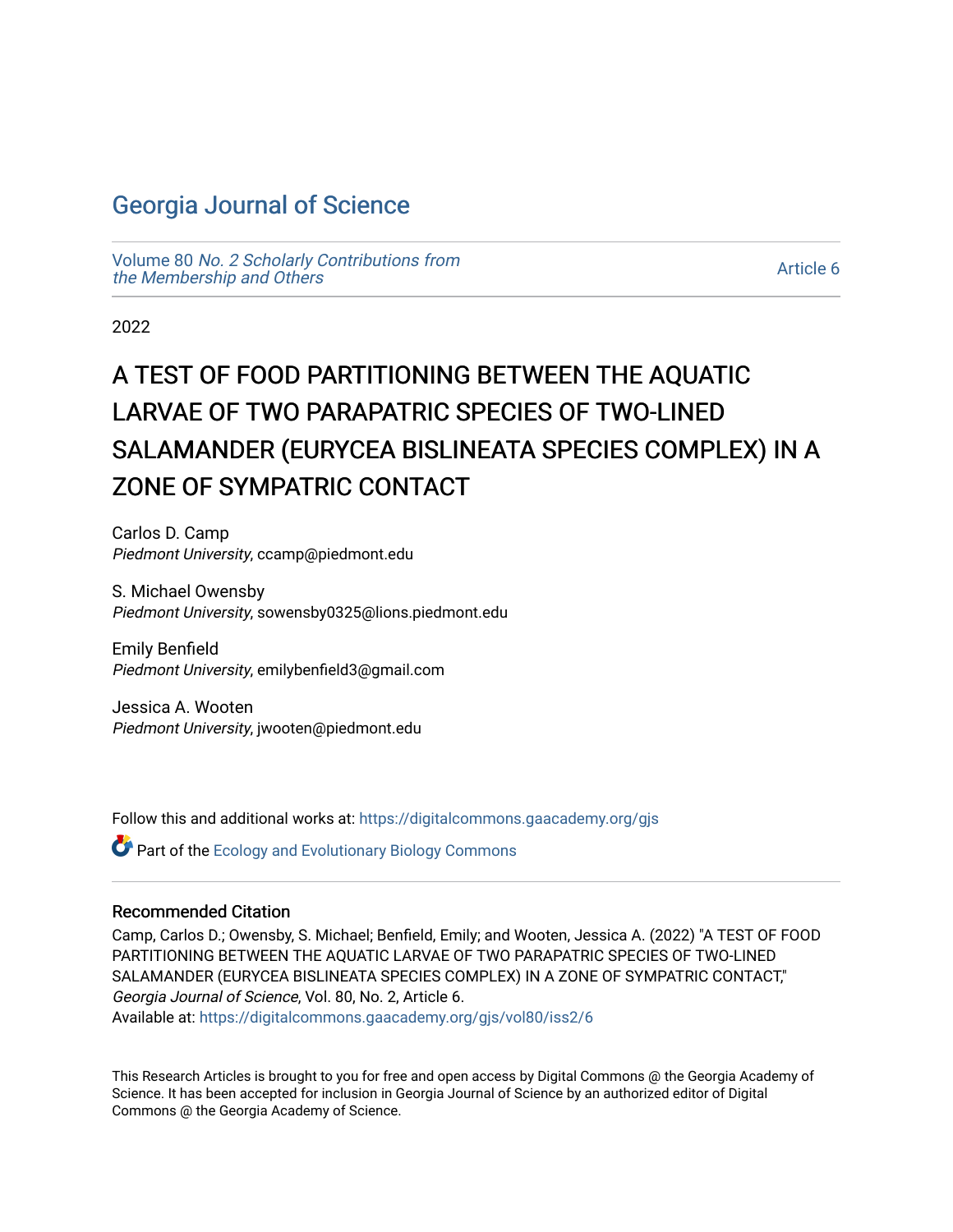# Georgia Journal of Science

Volume 80 *No. 2 Scholarly Contributions from the Membership and Others*

Article 6

2022

# A TEST OF FOOD PARTITIONING BETWEEN THE AQUATIC LARVAE OF TWO PARAPATRIC SPECIES OF TWO-LINED SALAMANDER (EURYCEA BISLINEATA SPECIES COMPLEX) IN A ZONE OF SYMPATRIC CONTACT

Carlos D. Camp
*Piedmont University*, ccamp@piedmont.edu

S. Michael Owensby
*Piedmont University*, sowensby0325@lions.piedmont.edu

Emily Benfield
*Piedmont University*, emilybenfield3@gmail.com

Jessica A. Wooten
*Piedmont University*, jwooten@piedmont.edu

Follow this and additional works at: https://digitalcommons.gaacademy.org/gjs

Part of the Ecology and Evolutionary Biology Commons

### Recommended Citation

Camp, Carlos D.; Owensby, S. Michael; Benfield, Emily; and Wooten, Jessica A. (2022) "A TEST OF FOOD PARTITIONING BETWEEN THE AQUATIC LARVAE OF TWO PARAPATRIC SPECIES OF TWO-LINED SALAMANDER (EURYCEA BISLINEATA SPECIES COMPLEX) IN A ZONE OF SYMPATRIC CONTACT," *Georgia Journal of Science*, Vol. 80, No. 2, Article 6.
Available at: https://digitalcommons.gaacademy.org/gjs/vol80/iss2/6

This Research Articles is brought to you for free and open access by Digital Commons @ the Georgia Academy of Science. It has been accepted for inclusion in Georgia Journal of Science by an authorized editor of Digital Commons @ the Georgia Academy of Science.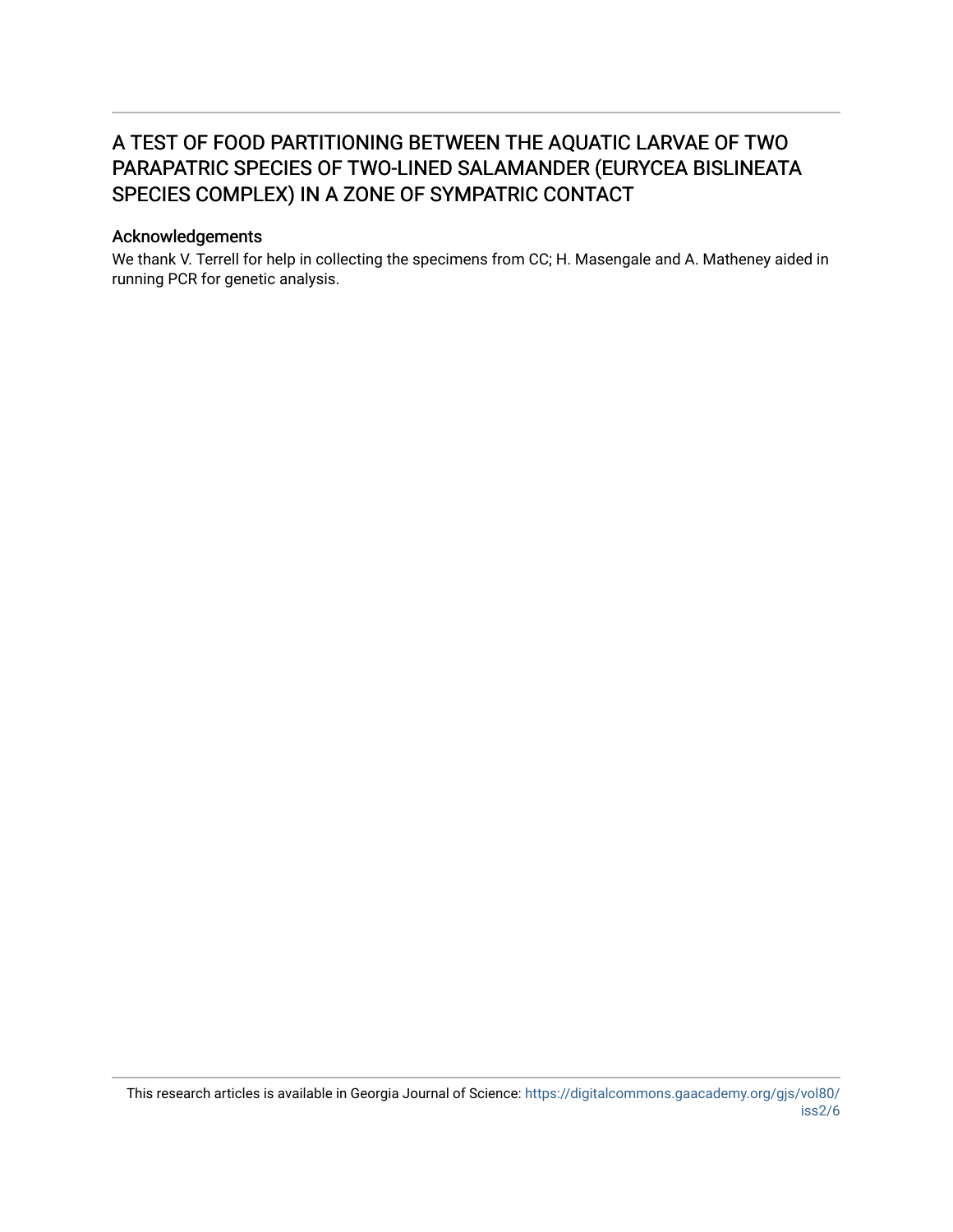# A TEST OF FOOD PARTITIONING BETWEEN THE AQUATIC LARVAE OF TWO PARAPATRIC SPECIES OF TWO-LINED SALAMANDER (EURYCEA BISLINEATA SPECIES COMPLEX) IN A ZONE OF SYMPATRIC CONTACT

## Acknowledgements

We thank V. Terrell for help in collecting the specimens from CC; H. Masengale and A. Matheney aided in running PCR for genetic analysis.

This research articles is available in Georgia Journal of Science: https://digitalcommons.gaacademy.org/gjs/vol80/iss2/6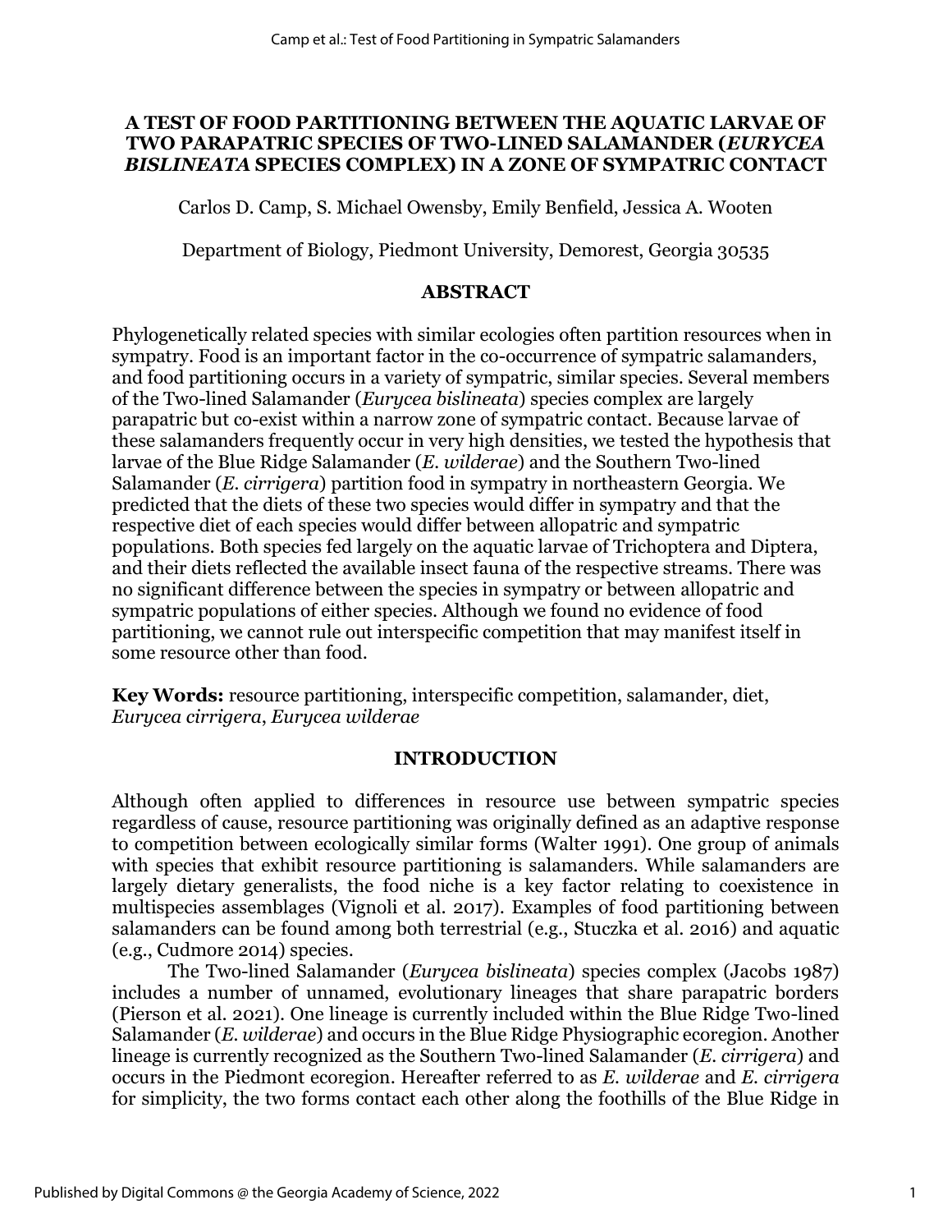# A TEST OF FOOD PARTITIONING BETWEEN THE AQUATIC LARVAE OF TWO PARAPATRIC SPECIES OF TWO-LINED SALAMANDER (*EURYCEA BISLINEATA* SPECIES COMPLEX) IN A ZONE OF SYMPATRIC CONTACT

Carlos D. Camp, S. Michael Owensby, Emily Benfield, Jessica A. Wooten

Department of Biology, Piedmont University, Demorest, Georgia 30535

## ABSTRACT

Phylogenetically related species with similar ecologies often partition resources when in sympatry. Food is an important factor in the co-occurrence of sympatric salamanders, and food partitioning occurs in a variety of sympatric, similar species. Several members of the Two-lined Salamander (*Eurycea bislineata*) species complex are largely parapatric but co-exist within a narrow zone of sympatric contact. Because larvae of these salamanders frequently occur in very high densities, we tested the hypothesis that larvae of the Blue Ridge Salamander (*E. wilderae*) and the Southern Two-lined Salamander (*E. cirrigera*) partition food in sympatry in northeastern Georgia. We predicted that the diets of these two species would differ in sympatry and that the respective diet of each species would differ between allopatric and sympatric populations. Both species fed largely on the aquatic larvae of Trichoptera and Diptera, and their diets reflected the available insect fauna of the respective streams. There was no significant difference between the species in sympatry or between allopatric and sympatric populations of either species. Although we found no evidence of food partitioning, we cannot rule out interspecific competition that may manifest itself in some resource other than food.

**Key Words:** resource partitioning, interspecific competition, salamander, diet, *Eurycea cirrigera*, *Eurycea wilderae*

## INTRODUCTION

Although often applied to differences in resource use between sympatric species regardless of cause, resource partitioning was originally defined as an adaptive response to competition between ecologically similar forms (Walter 1991). One group of animals with species that exhibit resource partitioning is salamanders. While salamanders are largely dietary generalists, the food niche is a key factor relating to coexistence in multispecies assemblages (Vignoli et al. 2017). Examples of food partitioning between salamanders can be found among both terrestrial (e.g., Stuczka et al. 2016) and aquatic (e.g., Cudmore 2014) species.

The Two-lined Salamander (*Eurycea bislineata*) species complex (Jacobs 1987) includes a number of unnamed, evolutionary lineages that share parapatric borders (Pierson et al. 2021). One lineage is currently included within the Blue Ridge Two-lined Salamander (*E. wilderae*) and occurs in the Blue Ridge Physiographic ecoregion. Another lineage is currently recognized as the Southern Two-lined Salamander (*E. cirrigera*) and occurs in the Piedmont ecoregion. Hereafter referred to as *E. wilderae* and *E. cirrigera* for simplicity, the two forms contact each other along the foothills of the Blue Ridge in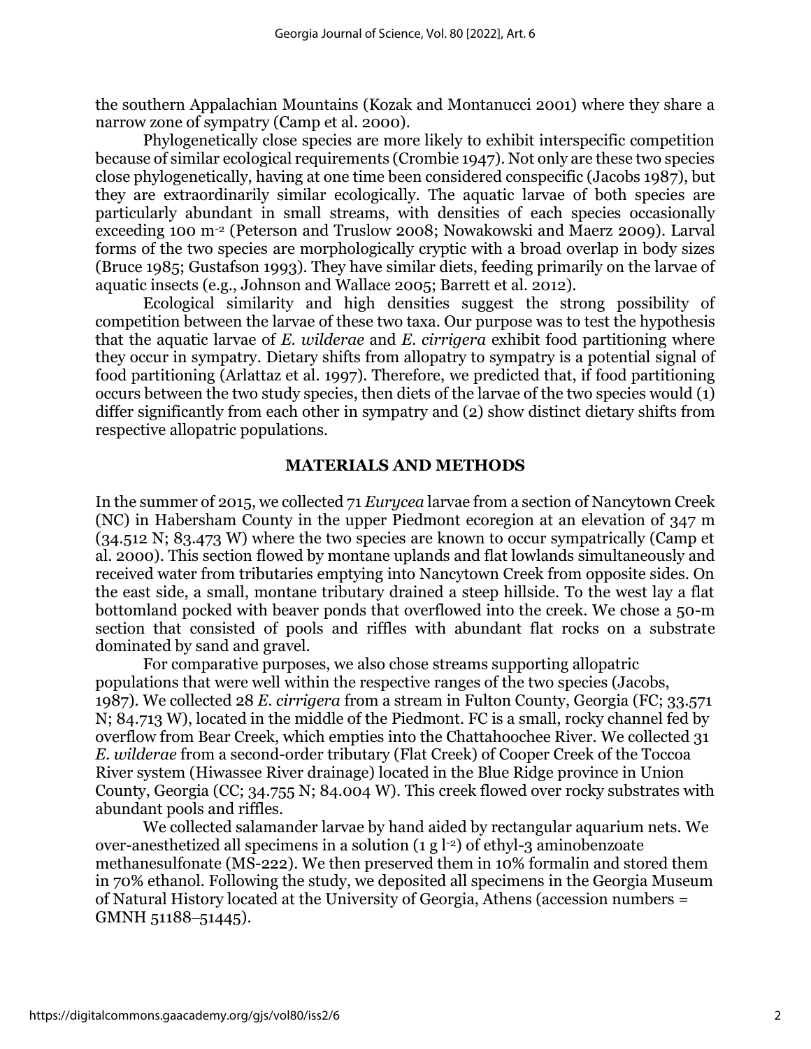the southern Appalachian Mountains (Kozak and Montanucci 2001) where they share a narrow zone of sympatry (Camp et al. 2000).

Phylogenetically close species are more likely to exhibit interspecific competition because of similar ecological requirements (Crombie 1947). Not only are these two species close phylogenetically, having at one time been considered conspecific (Jacobs 1987), but they are extraordinarily similar ecologically. The aquatic larvae of both species are particularly abundant in small streams, with densities of each species occasionally exceeding 100 $m^{-2}$ (Peterson and Truslow 2008; Nowakowski and Maerz 2009). Larval forms of the two species are morphologically cryptic with a broad overlap in body sizes (Bruce 1985; Gustafson 1993). They have similar diets, feeding primarily on the larvae of aquatic insects (e.g., Johnson and Wallace 2005; Barrett et al. 2012).

Ecological similarity and high densities suggest the strong possibility of competition between the larvae of these two taxa. Our purpose was to test the hypothesis that the aquatic larvae of *E. wilderae* and *E. cirrigera* exhibit food partitioning where they occur in sympatry. Dietary shifts from allopatry to sympatry is a potential signal of food partitioning (Arlattaz et al. 1997). Therefore, we predicted that, if food partitioning occurs between the two study species, then diets of the larvae of the two species would (1) differ significantly from each other in sympatry and (2) show distinct dietary shifts from respective allopatric populations.

## MATERIALS AND METHODS

In the summer of 2015, we collected 71 *Eurycea* larvae from a section of Nancytown Creek (NC) in Habersham County in the upper Piedmont ecoregion at an elevation of 347 m (34.512 N; 83.473 W) where the two species are known to occur sympatrically (Camp et al. 2000). This section flowed by montane uplands and flat lowlands simultaneously and received water from tributaries emptying into Nancytown Creek from opposite sides. On the east side, a small, montane tributary drained a steep hillside. To the west lay a flat bottomland pocked with beaver ponds that overflowed into the creek. We chose a 50-m section that consisted of pools and riffles with abundant flat rocks on a substrate dominated by sand and gravel.

For comparative purposes, we also chose streams supporting allopatric populations that were well within the respective ranges of the two species (Jacobs, 1987). We collected 28 *E. cirrigera* from a stream in Fulton County, Georgia (FC; 33.571 N; 84.713 W), located in the middle of the Piedmont. FC is a small, rocky channel fed by overflow from Bear Creek, which empties into the Chattahoochee River. We collected 31 *E. wilderae* from a second-order tributary (Flat Creek) of Cooper Creek of the Toccoa River system (Hiwassee River drainage) located in the Blue Ridge province in Union County, Georgia (CC; 34.755 N; 84.004 W). This creek flowed over rocky substrates with abundant pools and riffles.

We collected salamander larvae by hand aided by rectangular aquarium nets. We over-anesthetized all specimens in a solution (1 g $l^{-2}$) of ethyl-3 aminobenzoate methanesulfonate (MS-222). We then preserved them in 10% formalin and stored them in 70% ethanol. Following the study, we deposited all specimens in the Georgia Museum of Natural History located at the University of Georgia, Athens (accession numbers = GMNH 51188–51445).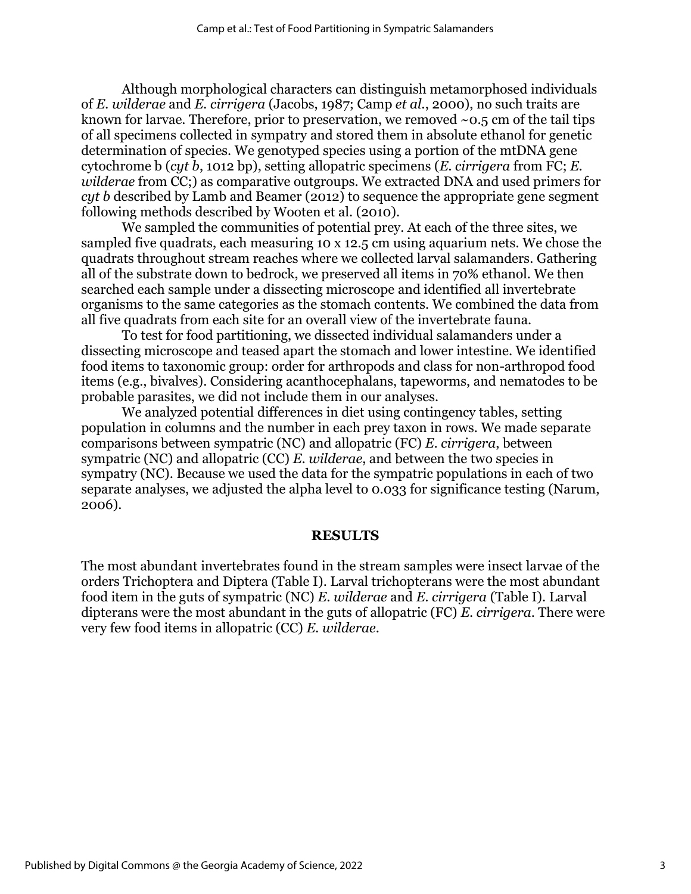Although morphological characters can distinguish metamorphosed individuals of *E. wilderae* and *E. cirrigera* (Jacobs, 1987; Camp *et al*., 2000), no such traits are known for larvae. Therefore, prior to preservation, we removed ~0.5 cm of the tail tips of all specimens collected in sympatry and stored them in absolute ethanol for genetic determination of species. We genotyped species using a portion of the mtDNA gene cytochrome b (*cyt b*, 1012 bp), setting allopatric specimens (*E. cirrigera* from FC; *E. wilderae* from CC;) as comparative outgroups. We extracted DNA and used primers for *cyt b* described by Lamb and Beamer (2012) to sequence the appropriate gene segment following methods described by Wooten et al. (2010).

We sampled the communities of potential prey. At each of the three sites, we sampled five quadrats, each measuring 10 x 12.5 cm using aquarium nets. We chose the quadrats throughout stream reaches where we collected larval salamanders. Gathering all of the substrate down to bedrock, we preserved all items in 70% ethanol. We then searched each sample under a dissecting microscope and identified all invertebrate organisms to the same categories as the stomach contents. We combined the data from all five quadrats from each site for an overall view of the invertebrate fauna.

To test for food partitioning, we dissected individual salamanders under a dissecting microscope and teased apart the stomach and lower intestine. We identified food items to taxonomic group: order for arthropods and class for non-arthropod food items (e.g., bivalves). Considering acanthocephalans, tapeworms, and nematodes to be probable parasites, we did not include them in our analyses.

We analyzed potential differences in diet using contingency tables, setting population in columns and the number in each prey taxon in rows. We made separate comparisons between sympatric (NC) and allopatric (FC) *E. cirrigera*, between sympatric (NC) and allopatric (CC) *E. wilderae*, and between the two species in sympatry (NC). Because we used the data for the sympatric populations in each of two separate analyses, we adjusted the alpha level to 0.033 for significance testing (Narum, 2006).

## RESULTS

The most abundant invertebrates found in the stream samples were insect larvae of the orders Trichoptera and Diptera (Table I). Larval trichopterans were the most abundant food item in the guts of sympatric (NC) *E. wilderae* and *E. cirrigera* (Table I). Larval dipterans were the most abundant in the guts of allopatric (FC) *E. cirrigera*. There were very few food items in allopatric (CC) *E. wilderae*.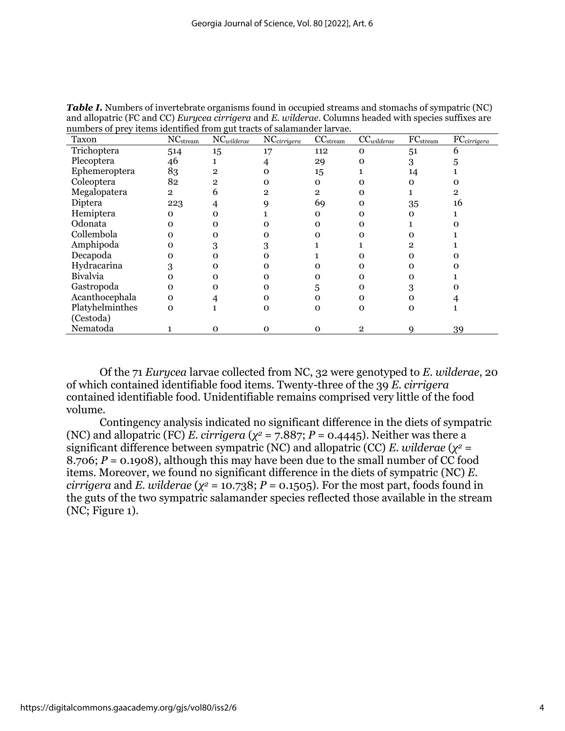***Table I.*** Numbers of invertebrate organisms found in occupied streams and stomachs of sympatric (NC) and allopatric (FC and CC) *Eurycea cirrigera* and *E. wilderae*. Columns headed with species suffixes are numbers of prey items identified from gut tracts of salamander larvae.

| Taxon | $NC_{stream}$ | $NC_{wilderae}$ | $NC_{cirrigera}$ | $CC_{stream}$ | $CC_{wilderae}$ | $FC_{stream}$ | $FC_{cirrigera}$ |
|---|---|---|---|---|---|---|---|
| Trichoptera | 514 | 15 | 17 | 112 | 0 | 51 | 6 |
| Plecoptera | 46 | 1 | 4 | 29 | 0 | 3 | 5 |
| Ephemeroptera | 83 | 2 | 0 | 15 | 1 | 14 | 1 |
| Coleoptera | 82 | 2 | 0 | 0 | 0 | 0 | 0 |
| Megalopatera | 2 | 6 | 2 | 2 | 0 | 1 | 2 |
| Diptera | 223 | 4 | 9 | 69 | 0 | 35 | 16 |
| Hemiptera | 0 | 0 | 1 | 0 | 0 | 0 | 1 |
| Odonata | 0 | 0 | 0 | 0 | 0 | 1 | 0 |
| Collembola | 0 | 0 | 0 | 0 | 0 | 0 | 1 |
| Amphipoda | 0 | 3 | 3 | 1 | 1 | 2 | 1 |
| Decapoda | 0 | 0 | 0 | 1 | 0 | 0 | 0 |
| Hydracarina | 3 | 0 | 0 | 0 | 0 | 0 | 0 |
| Bivalvia | 0 | 0 | 0 | 0 | 0 | 0 | 1 |
| Gastropoda | 0 | 0 | 0 | 5 | 0 | 3 | 0 |
| Acanthocephala | 0 | 4 | 0 | 0 | 0 | 0 | 4 |
| Platyhelminthes (Cestoda) | 0 | 1 | 0 | 0 | 0 | 0 | 1 |
| Nematoda | 1 | 0 | 0 | 0 | 2 | 9 | 39 |

Of the 71 *Eurycea* larvae collected from NC, 32 were genotyped to *E. wilderae*, 20 of which contained identifiable food items. Twenty-three of the 39 *E. cirrigera* contained identifiable food. Unidentifiable remains comprised very little of the food volume.

Contingency analysis indicated no significant difference in the diets of sympatric (NC) and allopatric (FC) *E. cirrigera* ($\chi^2 = 7.887$; $P = 0.4445$). Neither was there a significant difference between sympatric (NC) and allopatric (CC) *E. wilderae* ($\chi^2 = 8.706$; $P = 0.1908$), although this may have been due to the small number of CC food items. Moreover, we found no significant difference in the diets of sympatric (NC) *E. cirrigera* and *E. wilderae* ($\chi^2 = 10.738$; $P = 0.1505$). For the most part, foods found in the guts of the two sympatric salamander species reflected those available in the stream (NC; Figure 1).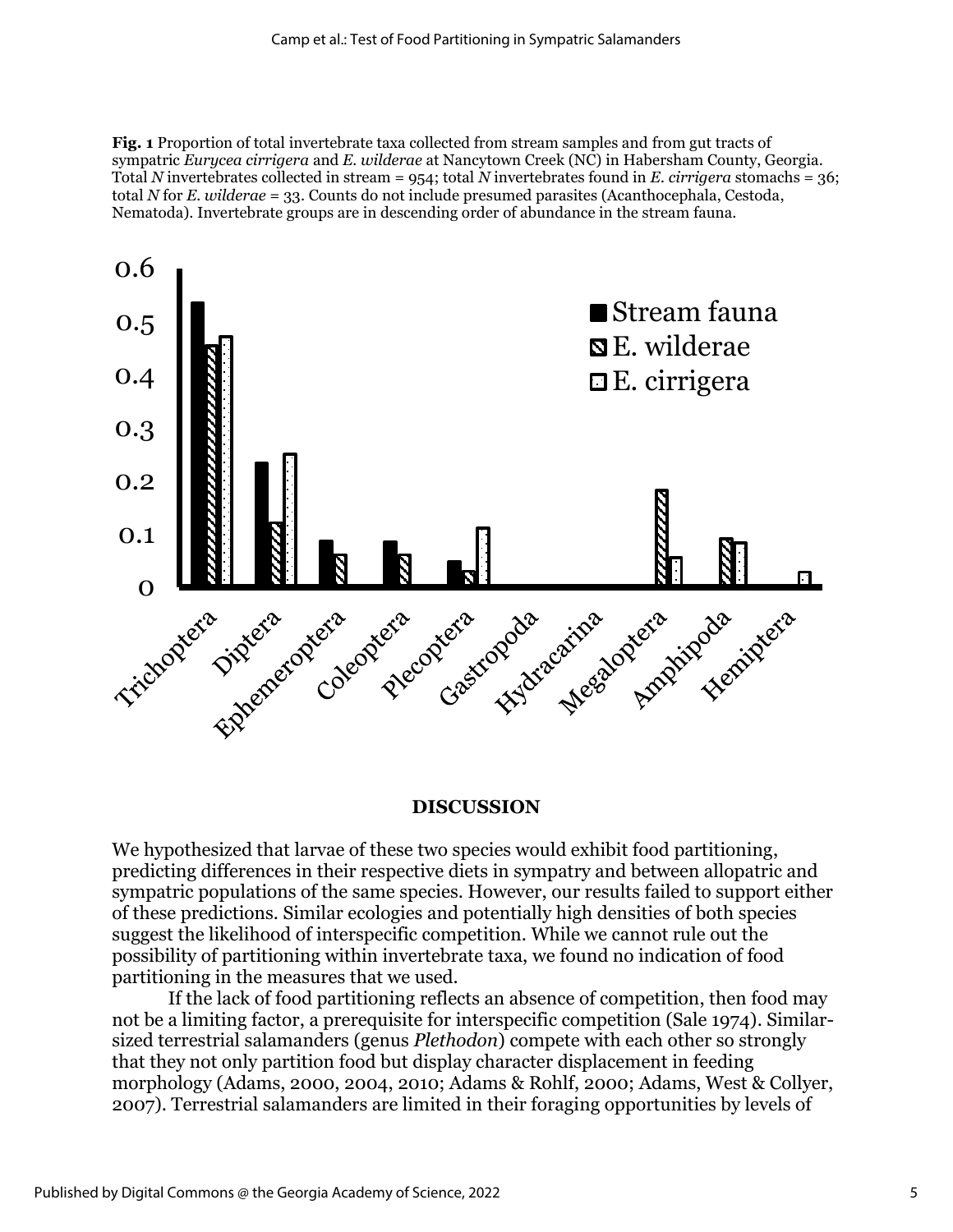**Fig. 1** Proportion of total invertebrate taxa collected from stream samples and from gut tracts of sympatric *Eurycea cirrigera* and *E. wilderae* at Nancytown Creek (NC) in Habersham County, Georgia. Total *N* invertebrates collected in stream = 954; total *N* invertebrates found in *E. cirrigera* stomachs = 36; total *N* for *E. wilderae* = 33. Counts do not include presumed parasites (Acanthocephala, Cestoda, Nematoda). Invertebrate groups are in descending order of abundance in the stream fauna.

## DISCUSSION

We hypothesized that larvae of these two species would exhibit food partitioning, predicting differences in their respective diets in sympatry and between allopatric and sympatric populations of the same species. However, our results failed to support either of these predictions. Similar ecologies and potentially high densities of both species suggest the likelihood of interspecific competition. While we cannot rule out the possibility of partitioning within invertebrate taxa, we found no indication of food partitioning in the measures that we used.

If the lack of food partitioning reflects an absence of competition, then food may not be a limiting factor, a prerequisite for interspecific competition (Sale 1974). Similar-sized terrestrial salamanders (genus *Plethodon*) compete with each other so strongly that they not only partition food but display character displacement in feeding morphology (Adams, 2000, 2004, 2010; Adams & Rohlf, 2000; Adams, West & Collyer, 2007). Terrestrial salamanders are limited in their foraging opportunities by levels of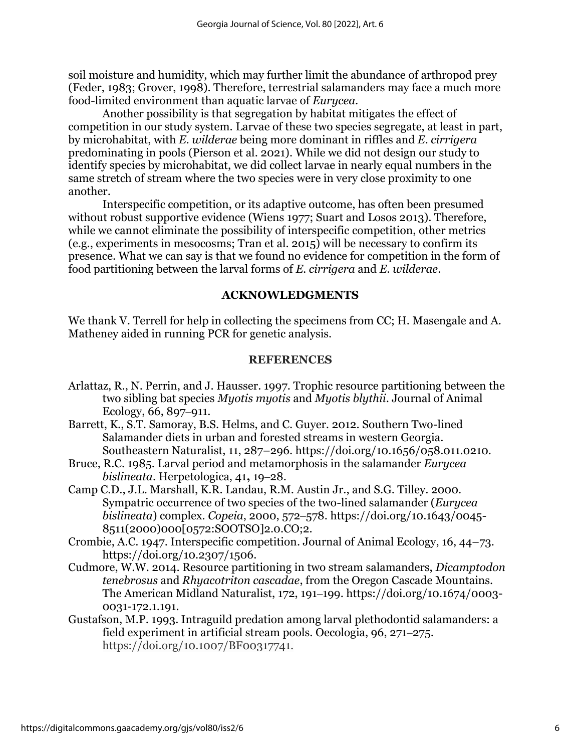soil moisture and humidity, which may further limit the abundance of arthropod prey (Feder, 1983; Grover, 1998). Therefore, terrestrial salamanders may face a much more food-limited environment than aquatic larvae of *Eurycea*.

Another possibility is that segregation by habitat mitigates the effect of competition in our study system. Larvae of these two species segregate, at least in part, by microhabitat, with *E. wilderae* being more dominant in riffles and *E. cirrigera* predominating in pools (Pierson et al. 2021). While we did not design our study to identify species by microhabitat, we did collect larvae in nearly equal numbers in the same stretch of stream where the two species were in very close proximity to one another.

Interspecific competition, or its adaptive outcome, has often been presumed without robust supportive evidence (Wiens 1977; Suart and Losos 2013). Therefore, while we cannot eliminate the possibility of interspecific competition, other metrics (e.g., experiments in mesocosms; Tran et al. 2015) will be necessary to confirm its presence. What we can say is that we found no evidence for competition in the form of food partitioning between the larval forms of *E. cirrigera* and *E. wilderae*.

## ACKNOWLEDGMENTS

We thank V. Terrell for help in collecting the specimens from CC; H. Masengale and A. Matheney aided in running PCR for genetic analysis.

## REFERENCES

Arlattaz, R., N. Perrin, and J. Hausser. 1997. Trophic resource partitioning between the two sibling bat species *Myotis myotis* and *Myotis blythii*. Journal of Animal Ecology, 66, 897–911.

Barrett, K., S.T. Samoray, B.S. Helms, and C. Guyer. 2012. Southern Two-lined Salamander diets in urban and forested streams in western Georgia. Southeastern Naturalist, 11, 287–296. https://doi.org/10.1656/058.011.0210.

Bruce, R.C. 1985. Larval period and metamorphosis in the salamander *Eurycea bislineata*. Herpetologica, 41**,** 19–28.

Camp C.D., J.L. Marshall, K.R. Landau, R.M. Austin Jr., and S.G. Tilley. 2000. Sympatric occurrence of two species of the two-lined salamander (*Eurycea bislineata*) complex. *Copeia*, 2000, 572–578. https://doi.org/10.1643/0045-8511(2000)000[0572:SOOTSO]2.0.CO;2.

Crombie, A.C. 1947. Interspecific competition. Journal of Animal Ecology, 16, 44–73. https://doi.org/10.2307/1506.

Cudmore, W.W. 2014. Resource partitioning in two stream salamanders, *Dicamptodon tenebrosus* and *Rhyacotriton cascadae*, from the Oregon Cascade Mountains. The American Midland Naturalist, 172, 191–199. https://doi.org/10.1674/0003-0031-172.1.191.

Gustafson, M.P. 1993. Intraguild predation among larval plethodontid salamanders: a field experiment in artificial stream pools. Oecologia, 96, 271–275. https://doi.org/10.1007/BF00317741.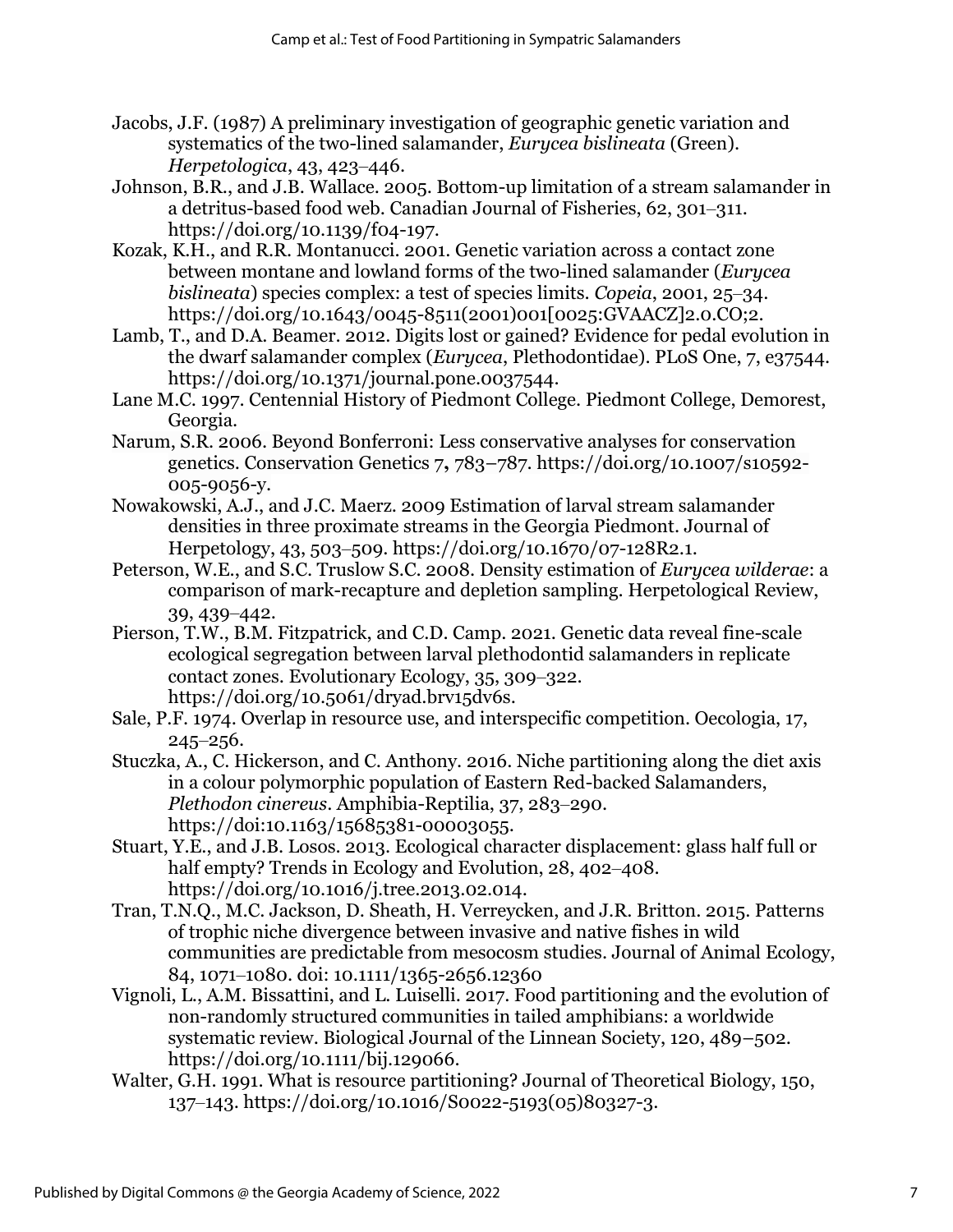Jacobs, J.F. (1987) A preliminary investigation of geographic genetic variation and systematics of the two-lined salamander, *Eurycea bislineata* (Green). *Herpetologica*, 43, 423–446.

Johnson, B.R., and J.B. Wallace. 2005. Bottom-up limitation of a stream salamander in a detritus-based food web. Canadian Journal of Fisheries, 62, 301–311. https://doi.org/10.1139/f04-197.

Kozak, K.H., and R.R. Montanucci. 2001. Genetic variation across a contact zone between montane and lowland forms of the two-lined salamander (*Eurycea bislineata*) species complex: a test of species limits. *Copeia*, 2001, 25–34. https://doi.org/10.1643/0045-8511(2001)001[0025:GVAACZ]2.0.CO;2.

Lamb, T., and D.A. Beamer. 2012. Digits lost or gained? Evidence for pedal evolution in the dwarf salamander complex (*Eurycea*, Plethodontidae). PLoS One, 7, e37544. https://doi.org/10.1371/journal.pone.0037544.

Lane M.C. 1997. Centennial History of Piedmont College. Piedmont College, Demorest, Georgia.

Narum, S.R. 2006. Beyond Bonferroni: Less conservative analyses for conservation genetics. Conservation Genetics 7, 783–787. https://doi.org/10.1007/s10592-005-9056-y.

Nowakowski, A.J., and J.C. Maerz. 2009 Estimation of larval stream salamander densities in three proximate streams in the Georgia Piedmont. Journal of Herpetology, 43, 503–509. https://doi.org/10.1670/07-128R2.1.

Peterson, W.E., and S.C. Truslow S.C. 2008. Density estimation of *Eurycea wilderae*: a comparison of mark-recapture and depletion sampling. Herpetological Review, 39, 439–442.

Pierson, T.W., B.M. Fitzpatrick, and C.D. Camp. 2021. Genetic data reveal fine-scale ecological segregation between larval plethodontid salamanders in replicate contact zones. Evolutionary Ecology, 35, 309–322. https://doi.org/10.5061/dryad.brv15dv6s.

Sale, P.F. 1974. Overlap in resource use, and interspecific competition. Oecologia, 17, 245–256.

Stuczka, A., C. Hickerson, and C. Anthony. 2016. Niche partitioning along the diet axis in a colour polymorphic population of Eastern Red-backed Salamanders, *Plethodon cinereus*. Amphibia-Reptilia, 37, 283–290. https://doi:10.1163/15685381-00003055.

Stuart, Y.E., and J.B. Losos. 2013. Ecological character displacement: glass half full or half empty? Trends in Ecology and Evolution, 28, 402–408. https://doi.org/10.1016/j.tree.2013.02.014.

Tran, T.N.Q., M.C. Jackson, D. Sheath, H. Verreycken, and J.R. Britton. 2015. Patterns of trophic niche divergence between invasive and native fishes in wild communities are predictable from mesocosm studies. Journal of Animal Ecology, 84, 1071–1080. doi: 10.1111/1365-2656.12360

Vignoli, L., A.M. Bissattini, and L. Luiselli. 2017. Food partitioning and the evolution of non-randomly structured communities in tailed amphibians: a worldwide systematic review. Biological Journal of the Linnean Society, 120, 489–502. https://doi.org/10.1111/bij.129066.

Walter, G.H. 1991. What is resource partitioning? Journal of Theoretical Biology, 150, 137–143. https://doi.org/10.1016/S0022-5193(05)80327-3.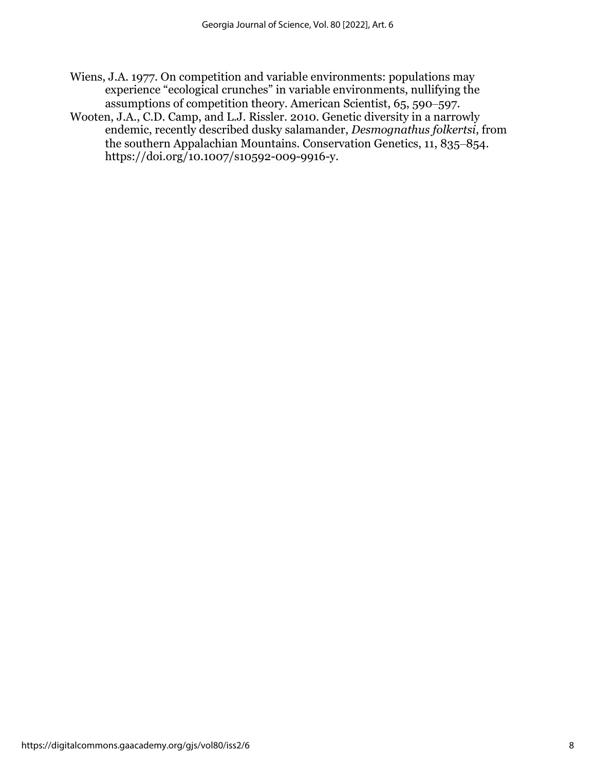Wiens, J.A. 1977. On competition and variable environments: populations may experience "ecological crunches" in variable environments, nullifying the assumptions of competition theory. American Scientist, 65, 590–597.

Wooten, J.A., C.D. Camp, and L.J. Rissler. 2010. Genetic diversity in a narrowly endemic, recently described dusky salamander, *Desmognathus folkertsi*, from the southern Appalachian Mountains. Conservation Genetics, 11, 835–854. https://doi.org/10.1007/s10592-009-9916-y.